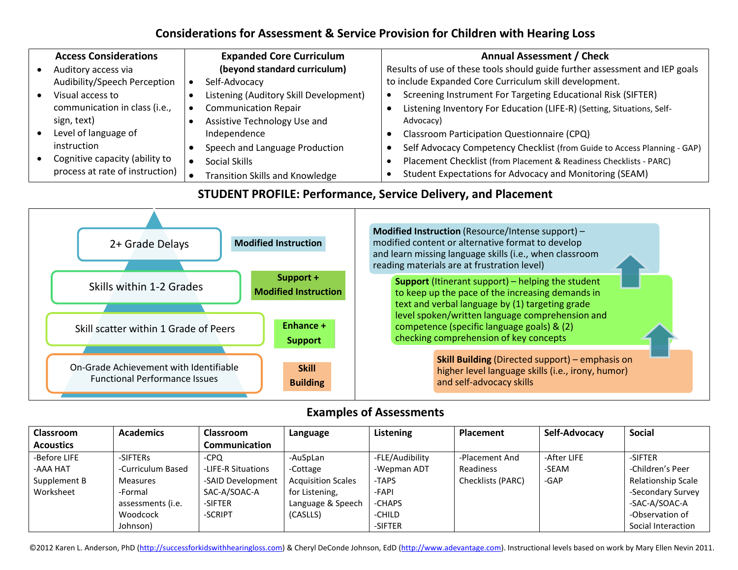# Considerations for Assessment & Service Provision for Children with Hearing Loss

| Access Considerations | Expanded Core Curriculum (beyond standard curriculum) | Annual Assessment / Check |
|---|---|---|
| • Auditory access via Audibility/Speech Perception<br>• Visual access to communication in class (i.e., sign, text)<br>• Level of language of instruction<br>• Cognitive capacity (ability to process at rate of instruction) | • Self-Advocacy<br>• Listening (Auditory Skill Development)<br>• Communication Repair<br>• Assistive Technology Use and Independence<br>• Speech and Language Production<br>• Social Skills<br>• Transition Skills and Knowledge | Results of use of these tools should guide further assessment and IEP goals to include Expanded Core Curriculum skill development.<br>• Screening Instrument For Targeting Educational Risk (SIFTER)<br>• Listening Inventory For Education (LIFE-R) (Setting, Situations, Self-Advocacy)<br>• Classroom Participation Questionnaire (CPQ)<br>• Self Advocacy Competency Checklist (from Guide to Access Planning - GAP)<br>• Placement Checklist (from Placement & Readiness Checklists - PARC)<br>• Student Expectations for Advocacy and Monitoring (SEAM) |

## STUDENT PROFILE: Performance, Service Delivery, and Placement

| Student Profile | Service |
|---|---|
| 2+ Grade Delays | Modified Instruction |
| Skills within 1-2 Grades | Support + Modified Instruction |
| Skill scatter within 1 Grade of Peers | Enhance + Support |
| On-Grade Achievement with Identifiable Functional Performance Issues | Skill Building |

**Modified Instruction** (Resource/Intense support) – modified content or alternative format to develop and learn missing language skills (i.e., when classroom reading materials are at frustration level)

**Support** (Itinerant support) – helping the student to keep up the pace of the increasing demands in text and verbal language by (1) targeting grade level spoken/written language comprehension and competence (specific language goals) & (2) checking comprehension of key concepts

**Skill Building** (Directed support) – emphasis on higher level language skills (i.e., irony, humor) and self-advocacy skills

## Examples of Assessments

| Classroom Acoustics | Academics | Classroom Communication | Language | Listening | Placement | Self-Advocacy | Social |
|---|---|---|---|---|---|---|---|
| -Before LIFE<br>-AAA HAT Supplement B Worksheet | -SIFTERs<br>-Curriculum Based Measures<br>-Formal assessments (i.e. Woodcock Johnson) | -CPQ<br>-LIFE-R Situations<br>-SAID Development SAC-A/SOAC-A<br>-SIFTER<br>-SCRIPT | -AuSpLan<br>-Cottage Acquisition Scales for Listening, Language & Speech (CASLLS) | -FLE/Audibility<br>-Wepman ADT<br>-TAPS<br>-FAPI<br>-CHAPS<br>-CHILD<br>-SIFTER | -Placement And Readiness Checklists (PARC) | -After LIFE<br>-SEAM<br>-GAP | -SIFTER<br>-Children's Peer Relationship Scale<br>-Secondary Survey<br>-SAC-A/SOAC-A<br>-Observation of Social Interaction |

©2012 Karen L. Anderson, PhD (http://successforkidswithhearingloss.com) & Cheryl DeConde Johnson, EdD (http://www.adevantage.com). Instructional levels based on work by Mary Ellen Nevin 2011.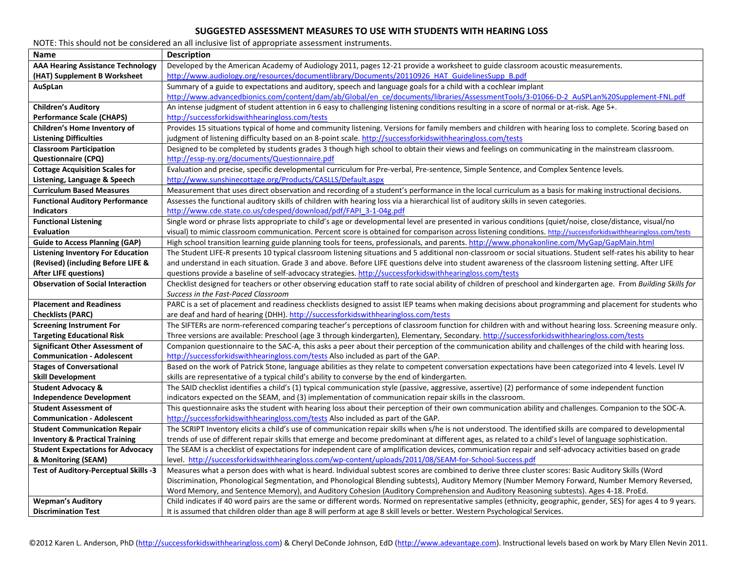## SUGGESTED ASSESSMENT MEASURES TO USE WITH STUDENTS WITH HEARING LOSS

NOTE: This should not be considered an all inclusive list of appropriate assessment instruments.

| Name | Description |
|---|---|
| **AAA Hearing Assistance Technology (HAT) Supplement B Worksheet** | Developed by the American Academy of Audiology 2011, pages 12-21 provide a worksheet to guide classroom acoustic measurements. http://www.audiology.org/resources/documentlibrary/Documents/20110926_HAT_GuidelinesSupp_B.pdf |
| **AuSpLan** | Summary of a guide to expectations and auditory, speech and language goals for a child with a cochlear implant http://www.advancedbionics.com/content/dam/ab/Global/en_ce/documents/libraries/AssessmentTools/3-01066-D-2_AuSPLan%20Supplement-FNL.pdf |
| **Children's Auditory Performance Scale (CHAPS)** | An intense judgment of student attention in 6 easy to challenging listening conditions resulting in a score of normal or at-risk. Age 5+. http://successforkidswithhearingloss.com/tests |
| **Children's Home Inventory of Listening Difficulties** | Provides 15 situations typical of home and community listening. Versions for family members and children with hearing loss to complete. Scoring based on judgment of listening difficulty based on an 8-point scale. http://successforkidswithhearingloss.com/tests |
| **Classroom Participation Questionnaire (CPQ)** | Designed to be completed by students grades 3 though high school to obtain their views and feelings on communicating in the mainstream classroom. http://essp-ny.org/documents/Questionnaire.pdf |
| **Cottage Acquisition Scales for Listening, Language & Speech** | Evaluation and precise, specific developmental curriculum for Pre-verbal, Pre-sentence, Simple Sentence, and Complex Sentence levels. http://www.sunshinecottage.org/Products/CASLLS/Default.aspx |
| **Curriculum Based Measures** | Measurement that uses direct observation and recording of a student's performance in the local curriculum as a basis for making instructional decisions. |
| **Functional Auditory Performance Indicators** | Assesses the functional auditory skills of children with hearing loss via a hierarchical list of auditory skills in seven categories. http://www.cde.state.co.us/cdesped/download/pdf/FAPI_3-1-04g.pdf |
| **Functional Listening Evaluation** | Single word or phrase lists appropriate to child's age or developmental level are presented in various conditions (quiet/noise, close/distance, visual/no visual) to mimic classroom communication. Percent score is obtained for comparison across listening conditions. http://successforkidswithhearingloss.com/tests |
| **Guide to Access Planning (GAP)** | High school transition learning guide planning tools for teens, professionals, and parents. http://www.phonakonline.com/MyGap/GapMain.html |
| **Listening Inventory For Education (Revised) (including Before LIFE & After LIFE questions)** | The Student LIFE-R presents 10 typical classroom listening situations and 5 additional non-classroom or social situations. Student self-rates his ability to hear and understand in each situation. Grade 3 and above. Before LIFE questions delve into student awareness of the classroom listening setting. After LIFE questions provide a baseline of self-advocacy strategies. http://successforkidswithhearingloss.com/tests |
| **Observation of Social Interaction** | Checklist designed for teachers or other observing education staff to rate social ability of children of preschool and kindergarten age. From *Building Skills for Success in the Fast-Paced Classroom* |
| **Placement and Readiness Checklists (PARC)** | PARC is a set of placement and readiness checklists designed to assist IEP teams when making decisions about programming and placement for students who are deaf and hard of hearing (DHH). http://successforkidswithhearingloss.com/tests |
| **Screening Instrument For Targeting Educational Risk** | The SIFTERs are norm-referenced comparing teacher's perceptions of classroom function for children with and without hearing loss. Screening measure only. Three versions are available: Preschool (age 3 through kindergarten), Elementary, Secondary. http://successforkidswithhearingloss.com/tests |
| **Significant Other Assessment of Communication - Adolescent** | Companion questionnaire to the SAC-A, this asks a peer about their perception of the communication ability and challenges of the child with hearing loss. http://successforkidswithhearingloss.com/tests Also included as part of the GAP. |
| **Stages of Conversational Skill Development** | Based on the work of Patrick Stone, language abilities as they relate to competent conversation expectations have been categorized into 4 levels. Level IV skills are representative of a typical child's ability to converse by the end of kindergarten. |
| **Student Advocacy & Independence Development** | The SAID checklist identifies a child's (1) typical communication style (passive, aggressive, assertive) (2) performance of some independent function indicators expected on the SEAM, and (3) implementation of communication repair skills in the classroom. |
| **Student Assessment of Communication - Adolescent** | This questionnaire asks the student with hearing loss about their perception of their own communication ability and challenges. Companion to the SOC-A. http://successforkidswithhearingloss.com/tests Also included as part of the GAP. |
| **Student Communication Repair Inventory & Practical Training** | The SCRIPT Inventory elicits a child's use of communication repair skills when s/he is not understood. The identified skills are compared to developmental trends of use of different repair skills that emerge and become predominant at different ages, as related to a child's level of language sophistication. |
| **Student Expectations for Advocacy & Monitoring (SEAM)** | The SEAM is a checklist of expectations for independent care of amplification devices, communication repair and self-advocacy activities based on grade level. http://successforkidswithhearingloss.com/wp-content/uploads/2011/08/SEAM-for-School-Success.pdf |
| **Test of Auditory-Perceptual Skills -3** | Measures what a person does with what is heard. Individual subtest scores are combined to derive three cluster scores: Basic Auditory Skills (Word Discrimination, Phonological Segmentation, and Phonological Blending subtests), Auditory Memory (Number Memory Forward, Number Memory Reversed, Word Memory, and Sentence Memory), and Auditory Cohesion (Auditory Comprehension and Auditory Reasoning subtests). Ages 4-18. ProEd. |
| **Wepman's Auditory Discrimination Test** | Child indicates if 40 word pairs are the same or different words. Normed on representative samples (ethnicity, geographic, gender, SES) for ages 4 to 9 years. It is assumed that children older than age 8 will perform at age 8 skill levels or better. Western Psychological Services. |

©2012 Karen L. Anderson, PhD (http://successforkidswithhearingloss.com) & Cheryl DeConde Johnson, EdD (http://www.adevantage.com). Instructional levels based on work by Mary Ellen Nevin 2011.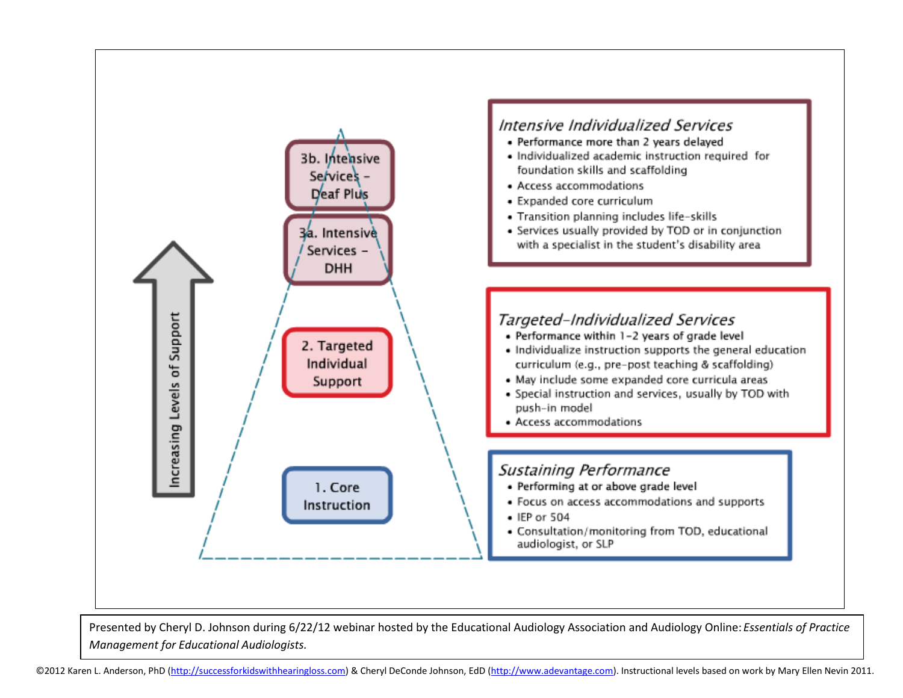Increasing Levels of Support

3b. Intensive Services – Deaf Plus

3a. Intensive Services – DHH

2. Targeted Individual Support

1. Core Instruction

*Intensive Individualized Services*

- Performance more than 2 years delayed
- Individualized academic instruction required for foundation skills and scaffolding
- Access accommodations
- Expanded core curriculum
- Transition planning includes life-skills
- Services usually provided by TOD or in conjunction with a specialist in the student's disability area

*Targeted-Individualized Services*

- Performance within 1-2 years of grade level
- Individualize instruction supports the general education curriculum (e.g., pre-post teaching & scaffolding)
- May include some expanded core curricula areas
- Special instruction and services, usually by TOD with push-in model
- Access accommodations

*Sustaining Performance*

- Performing at or above grade level
- Focus on access accommodations and supports
- IEP or 504
- Consultation/monitoring from TOD, educational audiologist, or SLP

Presented by Cheryl D. Johnson during 6/22/12 webinar hosted by the Educational Audiology Association and Audiology Online: *Essentials of Practice Management for Educational Audiologists.*

©2012 Karen L. Anderson, PhD (http://successforkidswithhearingloss.com) & Cheryl DeConde Johnson, EdD (http://www.adevantage.com). Instructional levels based on work by Mary Ellen Nevin 2011.